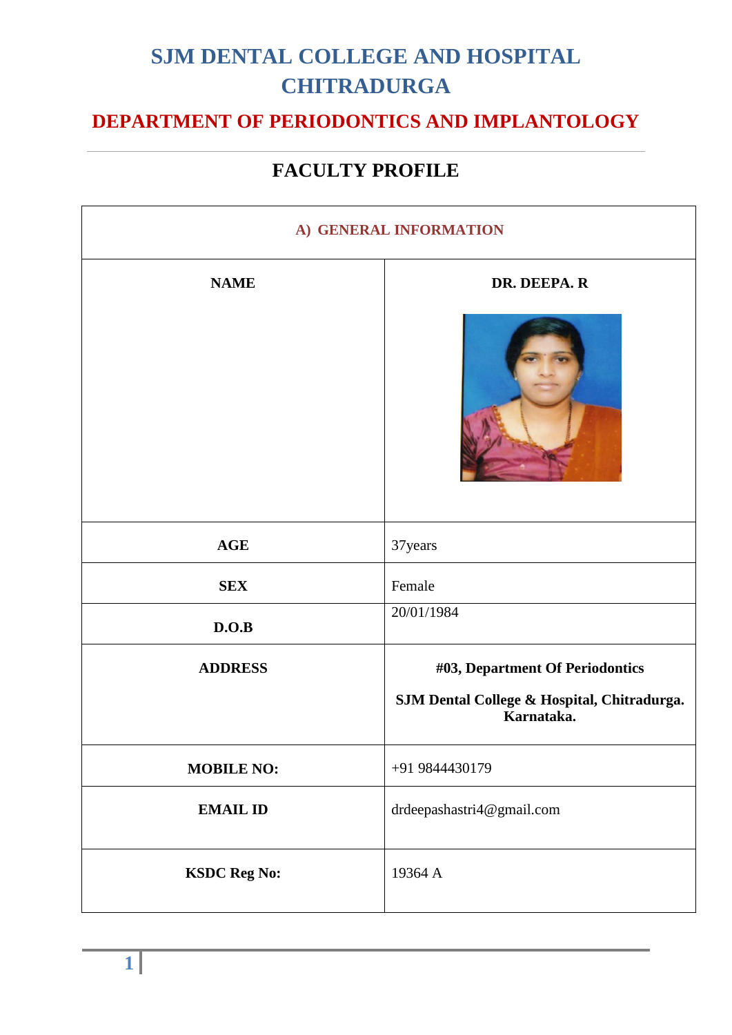# SJM DENTAL COLLEGE AND HOSPITAL CHITRADURGA

## DEPARTMENT OF PERIODONTICS AND IMPLANTOLOGY

## FACULTY PROFILE

| A) GENERAL INFORMATION | |
|---|---|
| **NAME** | **DR. DEEPA. R** |
| **AGE** | 37years |
| **SEX** | Female |
| **D.O.B** | 20/01/1984 |
| **ADDRESS** | **#03, Department Of Periodontics** <br> **SJM Dental College & Hospital, Chitradurga. Karnataka.** |
| **MOBILE NO:** | +91 9844430179 |
| **EMAIL ID** | drdeepashastri4@gmail.com |
| **KSDC Reg No:** | 19364 A |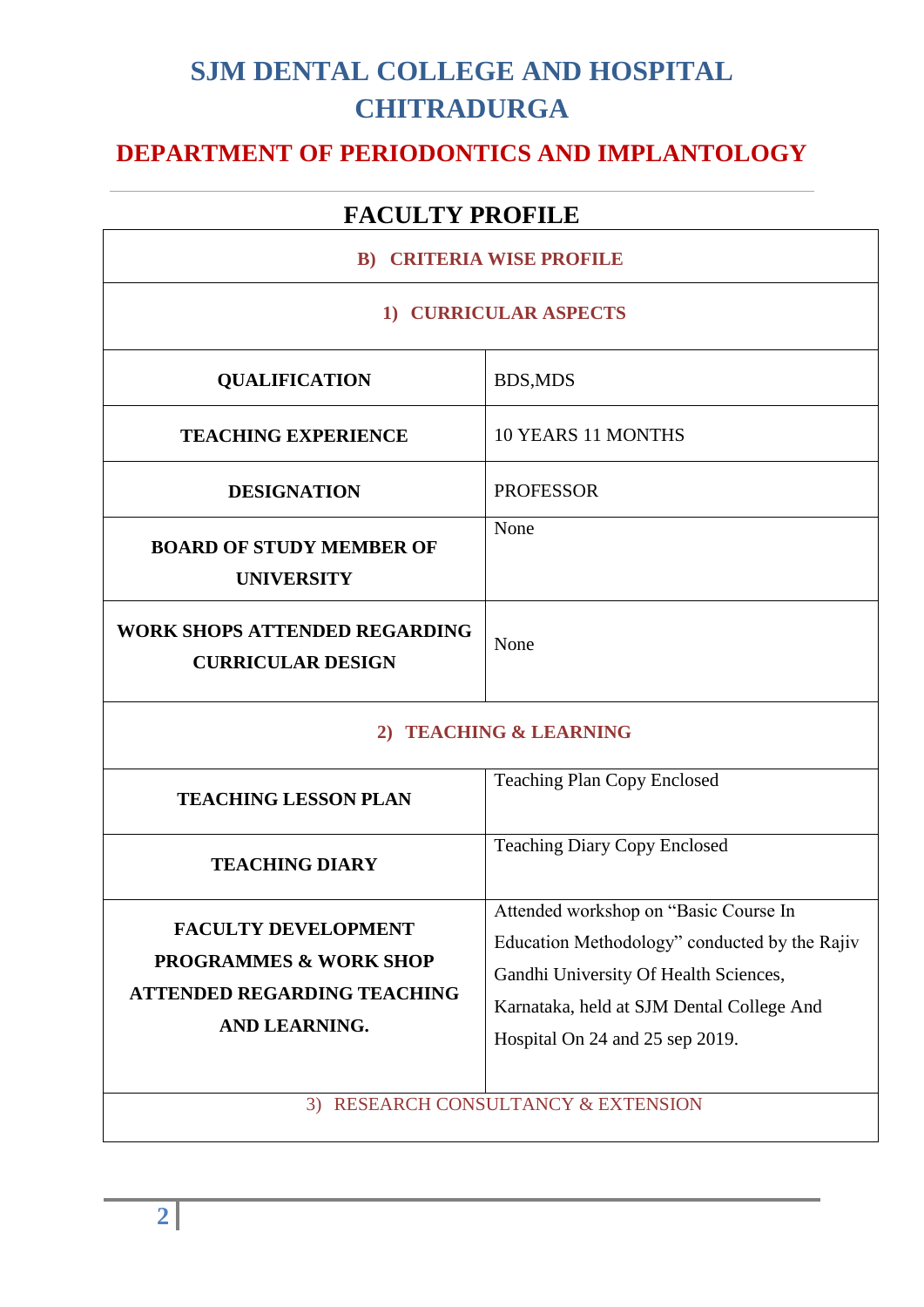# SJM DENTAL COLLEGE AND HOSPITAL CHITRADURGA

## DEPARTMENT OF PERIODONTICS AND IMPLANTOLOGY

## FACULTY PROFILE

| B) CRITERIA WISE PROFILE | |
|---|---|
| **1) CURRICULAR ASPECTS** | |
| **QUALIFICATION** | BDS,MDS |
| **TEACHING EXPERIENCE** | 10 YEARS 11 MONTHS |
| **DESIGNATION** | PROFESSOR |
| **BOARD OF STUDY MEMBER OF UNIVERSITY** | None |
| **WORK SHOPS ATTENDED REGARDING CURRICULAR DESIGN** | None |
| **2) TEACHING & LEARNING** | |
| **TEACHING LESSON PLAN** | Teaching Plan Copy Enclosed |
| **TEACHING DIARY** | Teaching Diary Copy Enclosed |
| **FACULTY DEVELOPMENT PROGRAMMES & WORK SHOP ATTENDED REGARDING TEACHING AND LEARNING.** | Attended workshop on "Basic Course In Education Methodology" conducted by the Rajiv Gandhi University Of Health Sciences, Karnataka, held at SJM Dental College And Hospital On 24 and 25 sep 2019. |
| 3) RESEARCH CONSULTANCY & EXTENSION | |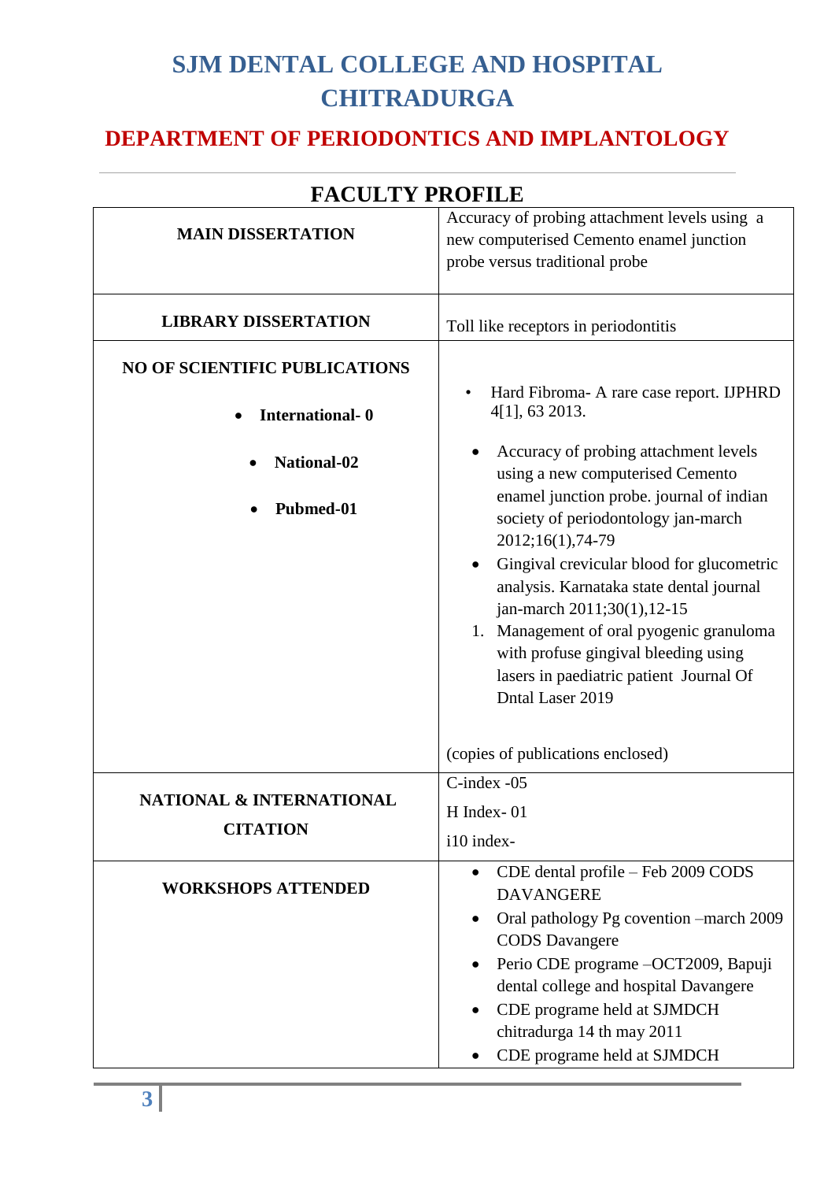# SJM DENTAL COLLEGE AND HOSPITAL CHITRADURGA

## DEPARTMENT OF PERIODONTICS AND IMPLANTOLOGY

---

## FACULTY PROFILE

| | |
|---|---|
| **MAIN DISSERTATION** | Accuracy of probing attachment levels using a new computerised Cemento enamel junction probe versus traditional probe |
| **LIBRARY DISSERTATION** | Toll like receptors in periodontitis |
| **NO OF SCIENTIFIC PUBLICATIONS**<br>• **International- 0**<br>• **National-02**<br>• **Pubmed-01** | • Hard Fibroma- A rare case report. IJPHRD 4[1], 63 2013.<br>• Accuracy of probing attachment levels using a new computerised Cemento enamel junction probe. journal of indian society of periodontology jan-march 2012;16(1),74-79<br>• Gingival crevicular blood for glucometric analysis. Karnataka state dental journal jan-march 2011;30(1),12-15<br>1. Management of oral pyogenic granuloma with profuse gingival bleeding using lasers in paediatric patient Journal Of Dntal Laser 2019<br><br>(copies of publications enclosed) |
| **NATIONAL & INTERNATIONAL CITATION** | C-index -05<br>H Index- 01<br>i10 index- |
| **WORKSHOPS ATTENDED** | • CDE dental profile – Feb 2009 CODS DAVANGERE<br>• Oral pathology Pg covention –march 2009 CODS Davangere<br>• Perio CDE programe –OCT2009, Bapuji dental college and hospital Davangere<br>• CDE programe held at SJMDCH chitradurga 14 th may 2011<br>• CDE programe held at SJMDCH |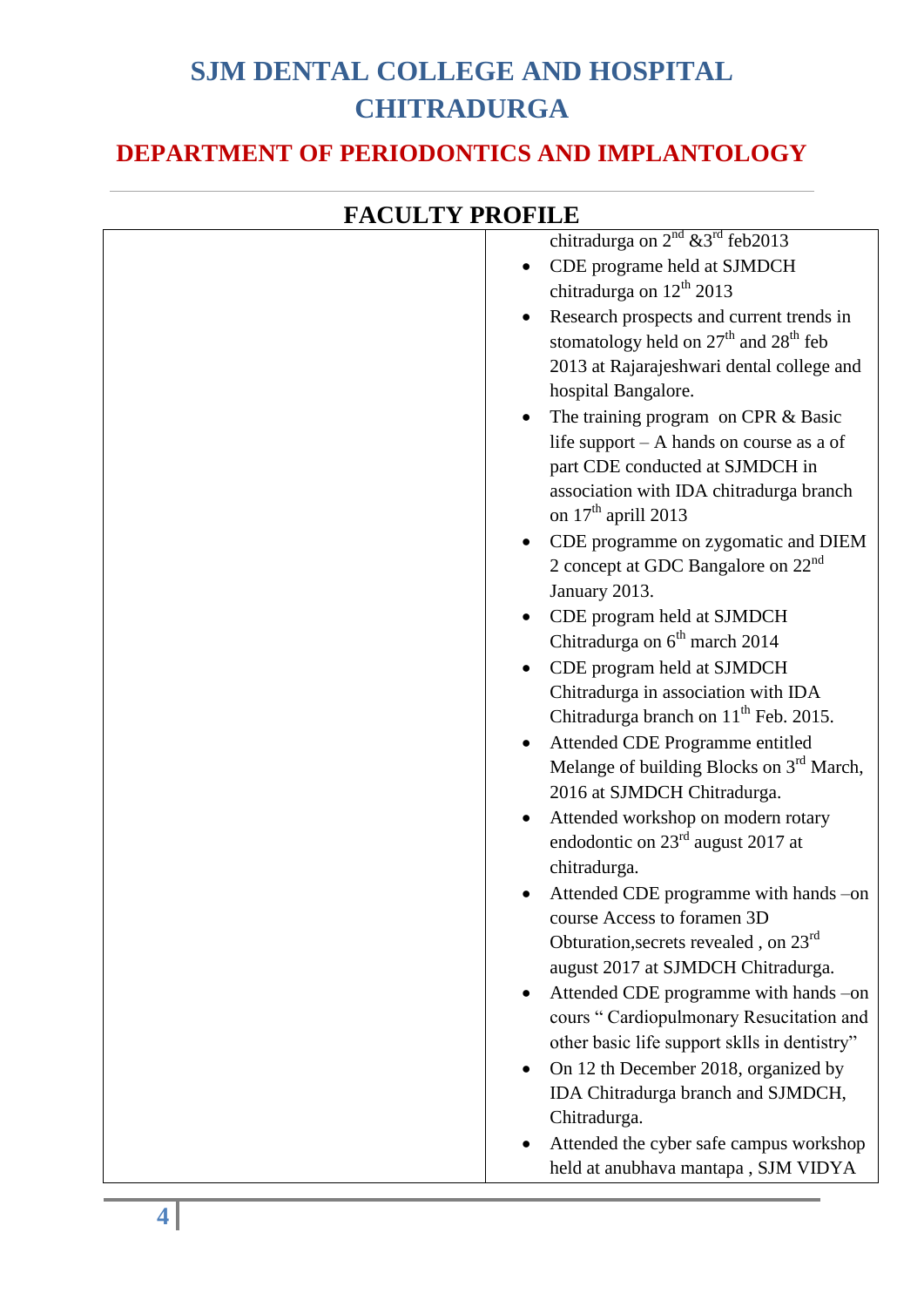# SJM DENTAL COLLEGE AND HOSPITAL CHITRADURGA

## DEPARTMENT OF PERIODONTICS AND IMPLANTOLOGY

## FACULTY PROFILE

| | |
|---|---|
| | chitradurga on 2nd &3rd feb2013<br>• CDE programe held at SJMDCH chitradurga on 12th 2013<br>• Research prospects and current trends in stomatology held on 27th and 28th feb 2013 at Rajarajeshwari dental college and hospital Bangalore.<br>• The training program on CPR & Basic life support – A hands on course as a of part CDE conducted at SJMDCH in association with IDA chitradurga branch on 17th aprill 2013<br>• CDE programme on zygomatic and DIEM 2 concept at GDC Bangalore on 22nd January 2013.<br>• CDE program held at SJMDCH Chitradurga on 6th march 2014<br>• CDE program held at SJMDCH Chitradurga in association with IDA Chitradurga branch on 11th Feb. 2015.<br>• Attended CDE Programme entitled Melange of building Blocks on 3rd March, 2016 at SJMDCH Chitradurga.<br>• Attended workshop on modern rotary endodontic on 23rd august 2017 at chitradurga.<br>• Attended CDE programme with hands –on course Access to foramen 3D Obturation,secrets revealed , on 23rd august 2017 at SJMDCH Chitradurga.<br>• Attended CDE programme with hands –on cours " Cardiopulmonary Resucitation and other basic life support sklls in dentistry"<br>• On 12 th December 2018, organized by IDA Chitradurga branch and SJMDCH, Chitradurga.<br>• Attended the cyber safe campus workshop held at anubhava mantapa , SJM VIDYA |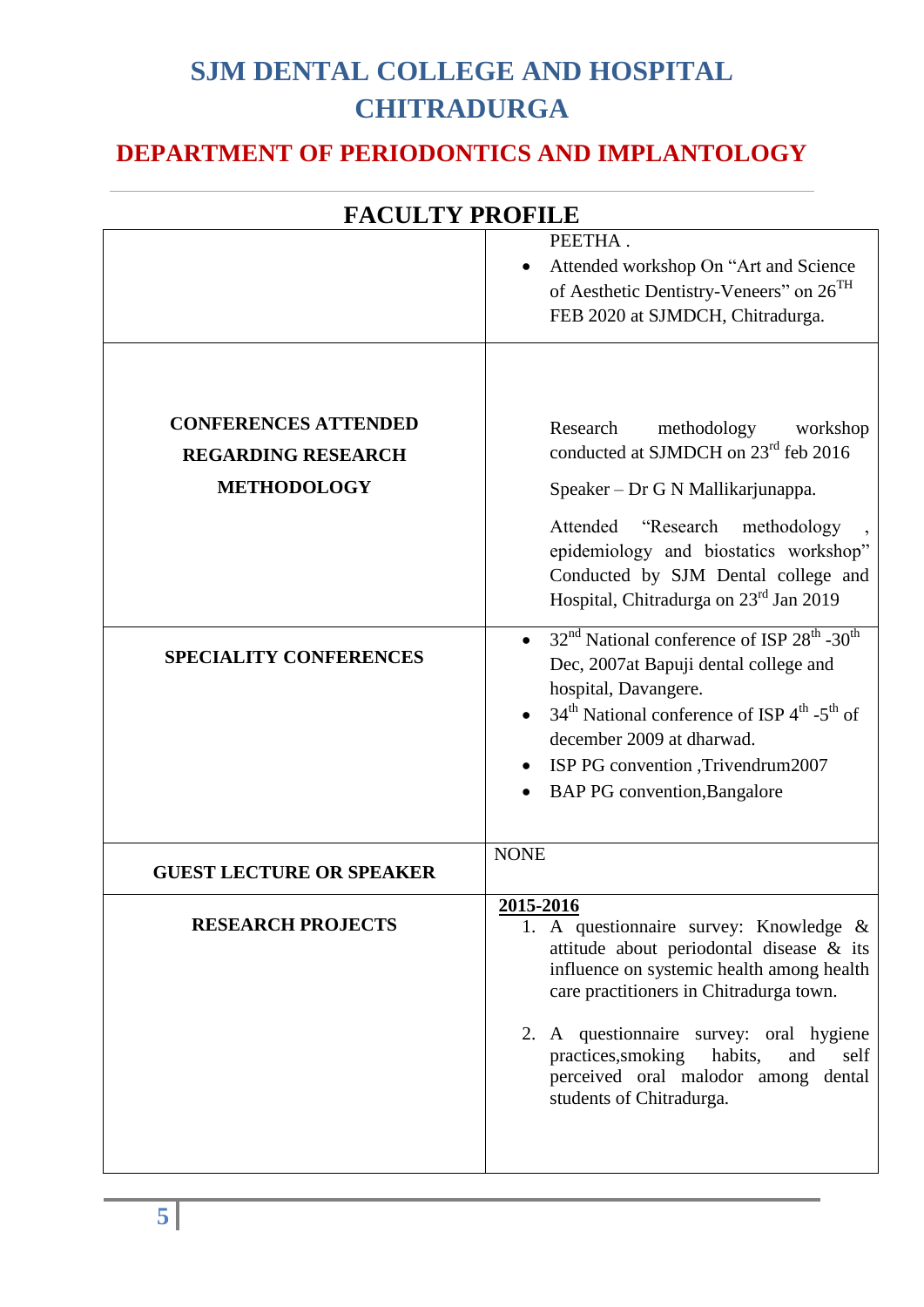# SJM DENTAL COLLEGE AND HOSPITAL CHITRADURGA

## DEPARTMENT OF PERIODONTICS AND IMPLANTOLOGY

## FACULTY PROFILE

| | |
|---|---|
| | PEETHA .<br>• Attended workshop On "Art and Science of Aesthetic Dentistry-Veneers" on 26TH FEB 2020 at SJMDCH, Chitradurga. |
| **CONFERENCES ATTENDED REGARDING RESEARCH METHODOLOGY** | Research methodology workshop conducted at SJMDCH on 23rd feb 2016<br>Speaker – Dr G N Mallikarjunappa.<br>Attended "Research methodology , epidemiology and biostatics workshop" Conducted by SJM Dental college and Hospital, Chitradurga on 23rd Jan 2019 |
| **SPECIALITY CONFERENCES** | • 32nd National conference of ISP 28th -30th Dec, 2007at Bapuji dental college and hospital, Davangere.<br>• 34th National conference of ISP 4th -5th of december 2009 at dharwad.<br>• ISP PG convention ,Trivendrum2007<br>• BAP PG convention,Bangalore |
| **GUEST LECTURE OR SPEAKER** | NONE |
| **RESEARCH PROJECTS** | **2015-2016**<br>1. A questionnaire survey: Knowledge & attitude about periodontal disease & its influence on systemic health among health care practitioners in Chitradurga town.<br>2. A questionnaire survey: oral hygiene practices,smoking habits, and self perceived oral malodor among dental students of Chitradurga. |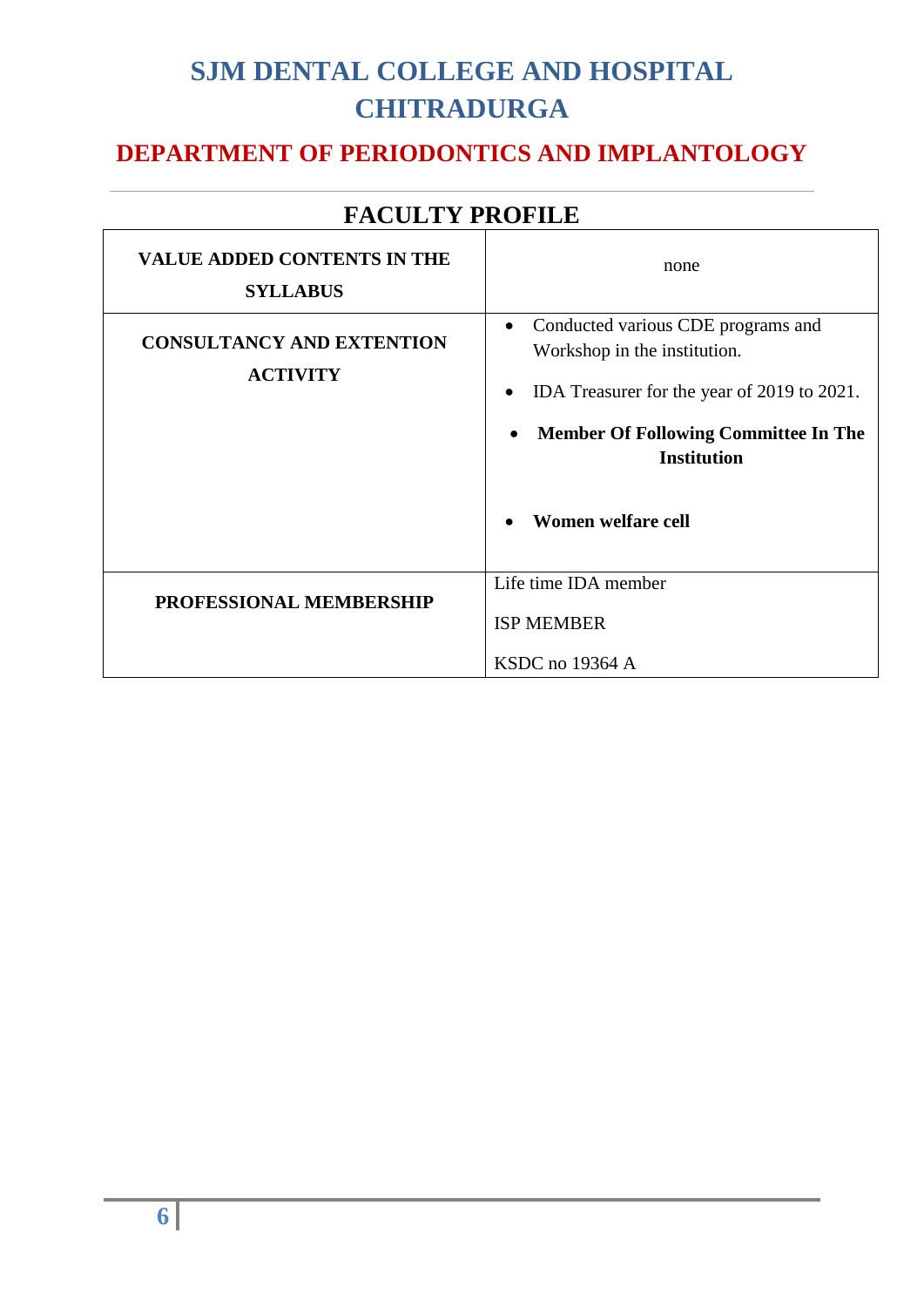# SJM DENTAL COLLEGE AND HOSPITAL CHITRADURGA

## DEPARTMENT OF PERIODONTICS AND IMPLANTOLOGY

## FACULTY PROFILE

| | |
|---|---|
| **VALUE ADDED CONTENTS IN THE SYLLABUS** | none |
| **CONSULTANCY AND EXTENTION ACTIVITY** | • Conducted various CDE programs and Workshop in the institution.<br>• IDA Treasurer for the year of 2019 to 2021.<br>• **Member Of Following Committee In The Institution**<br>• **Women welfare cell** |
| **PROFESSIONAL MEMBERSHIP** | Life time IDA member<br>ISP MEMBER<br>KSDC no 19364 A |